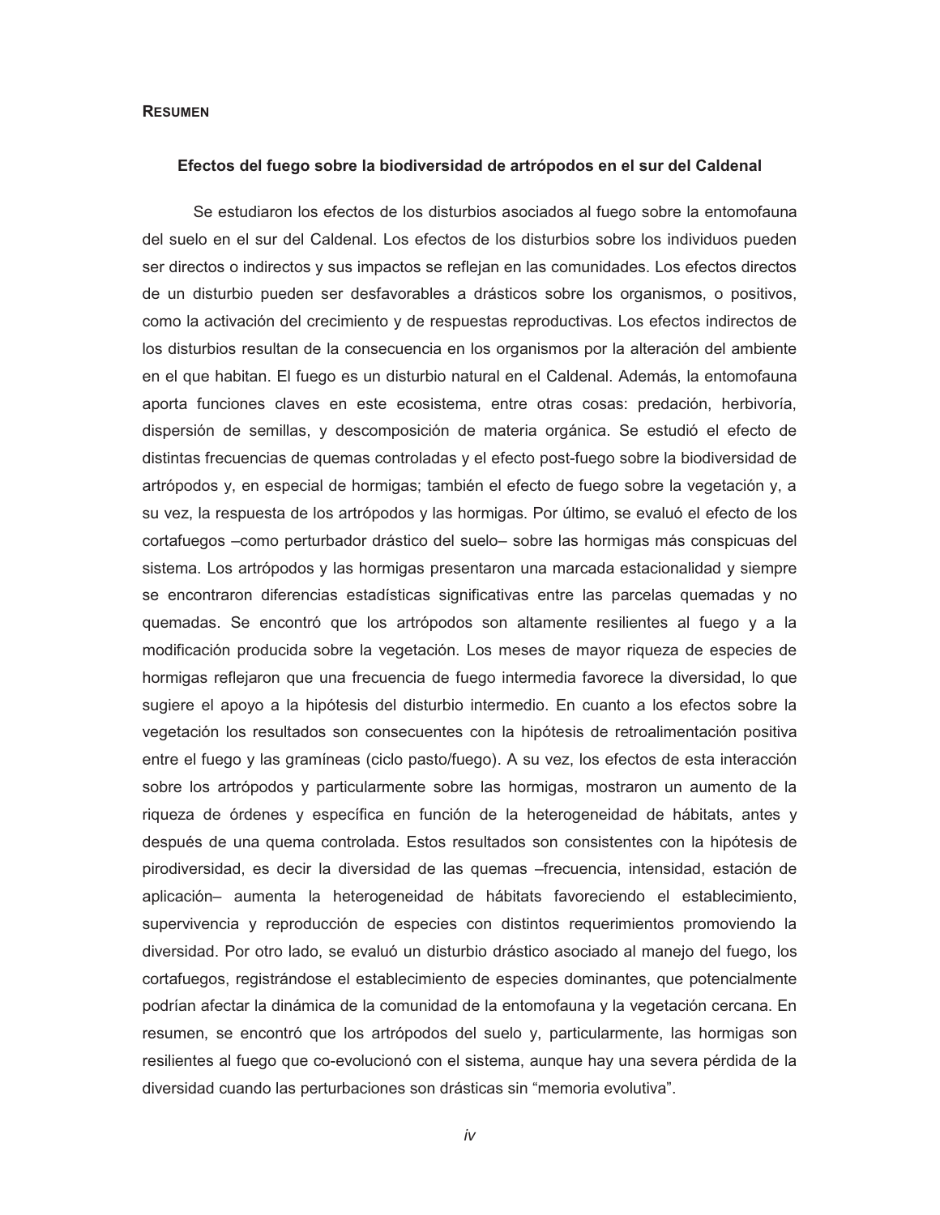## RESUMEN

### Efectos del fuego sobre la biodiversidad de artrópodos en el sur del Caldenal

Se estudiaron los efectos de los disturbios asociados al fuego sobre la entomofauna del suelo en el sur del Caldenal. Los efectos de los disturbios sobre los individuos pueden ser directos o indirectos y sus impactos se reflejan en las comunidades. Los efectos directos de un disturbio pueden ser desfavorables a drásticos sobre los organismos, o positivos, como la activación del crecimiento y de respuestas reproductivas. Los efectos indirectos de los disturbios resultan de la consecuencia en los organismos por la alteración del ambiente en el que habitan. El fuego es un disturbio natural en el Caldenal. Además, la entomofauna aporta funciones claves en este ecosistema, entre otras cosas: predación, herbivoría, dispersión de semillas, y descomposición de materia orgánica. Se estudió el efecto de distintas frecuencias de quemas controladas y el efecto post-fuego sobre la biodiversidad de artrópodos y, en especial de hormigas; también el efecto de fuego sobre la vegetación y, a su vez, la respuesta de los artrópodos y las hormigas. Por último, se evaluó el efecto de los cortafuegos –como perturbador drástico del suelo– sobre las hormigas más conspicuas del sistema. Los artrópodos y las hormigas presentaron una marcada estacionalidad y siempre se encontraron diferencias estadísticas significativas entre las parcelas quemadas y no quemadas. Se encontró que los artrópodos son altamente resilientes al fuego y a la modificación producida sobre la vegetación. Los meses de mayor riqueza de especies de hormigas reflejaron que una frecuencia de fuego intermedia favorece la diversidad, lo que sugiere el apoyo a la hipótesis del disturbio intermedio. En cuanto a los efectos sobre la vegetación los resultados son consecuentes con la hipótesis de retroalimentación positiva entre el fuego y las gramíneas (ciclo pasto/fuego). A su vez, los efectos de esta interacción sobre los artrópodos y particularmente sobre las hormigas, mostraron un aumento de la riqueza de órdenes y específica en función de la heterogeneidad de hábitats, antes y después de una quema controlada. Estos resultados son consistentes con la hipótesis de pirodiversidad, es decir la diversidad de las quemas –frecuencia, intensidad, estación de aplicación– aumenta la heterogeneidad de hábitats favoreciendo el establecimiento, supervivencia y reproducción de especies con distintos requerimientos promoviendo la diversidad. Por otro lado, se evaluó un disturbio drástico asociado al manejo del fuego, los cortafuegos, registrándose el establecimiento de especies dominantes, que potencialmente podrían afectar la dinámica de la comunidad de la entomofauna y la vegetación cercana. En resumen, se encontró que los artrópodos del suelo y, particularmente, las hormigas son resilientes al fuego que co-evolucionó con el sistema, aunque hay una severa pérdida de la diversidad cuando las perturbaciones son drásticas sin "memoria evolutiva".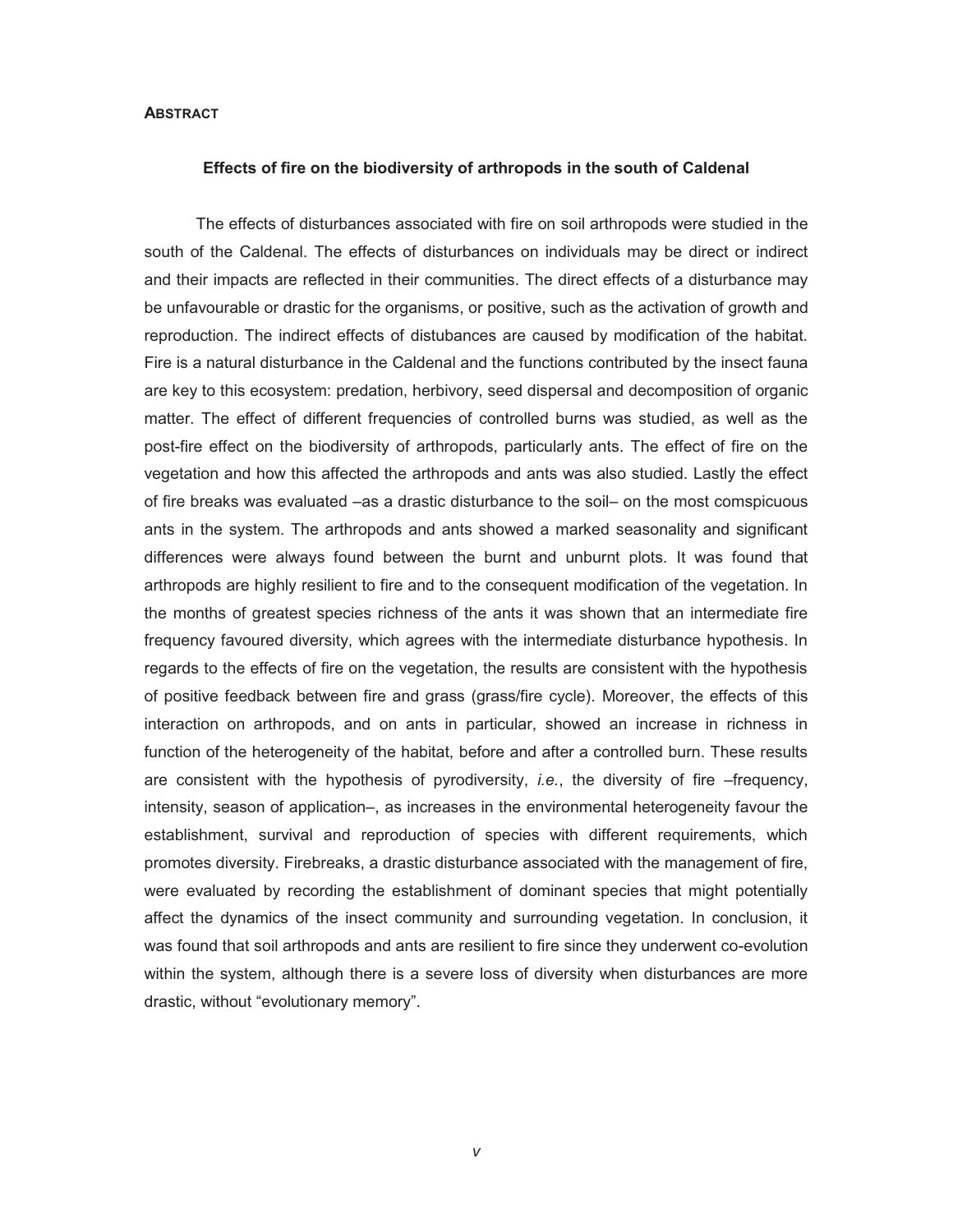## ABSTRACT

### Effects of fire on the biodiversity of arthropods in the south of Caldenal

The effects of disturbances associated with fire on soil arthropods were studied in the south of the Caldenal. The effects of disturbances on individuals may be direct or indirect and their impacts are reflected in their communities. The direct effects of a disturbance may be unfavourable or drastic for the organisms, or positive, such as the activation of growth and reproduction. The indirect effects of distubances are caused by modification of the habitat. Fire is a natural disturbance in the Caldenal and the functions contributed by the insect fauna are key to this ecosystem: predation, herbivory, seed dispersal and decomposition of organic matter. The effect of different frequencies of controlled burns was studied, as well as the post-fire effect on the biodiversity of arthropods, particularly ants. The effect of fire on the vegetation and how this affected the arthropods and ants was also studied. Lastly the effect of fire breaks was evaluated –as a drastic disturbance to the soil– on the most comspicuous ants in the system. The arthropods and ants showed a marked seasonality and significant differences were always found between the burnt and unburnt plots. It was found that arthropods are highly resilient to fire and to the consequent modification of the vegetation. In the months of greatest species richness of the ants it was shown that an intermediate fire frequency favoured diversity, which agrees with the intermediate disturbance hypothesis. In regards to the effects of fire on the vegetation, the results are consistent with the hypothesis of positive feedback between fire and grass (grass/fire cycle). Moreover, the effects of this interaction on arthropods, and on ants in particular, showed an increase in richness in function of the heterogeneity of the habitat, before and after a controlled burn. These results are consistent with the hypothesis of pyrodiversity, *i.e.*, the diversity of fire –frequency, intensity, season of application–, as increases in the environmental heterogeneity favour the establishment, survival and reproduction of species with different requirements, which promotes diversity. Firebreaks, a drastic disturbance associated with the management of fire, were evaluated by recording the establishment of dominant species that might potentially affect the dynamics of the insect community and surrounding vegetation. In conclusion, it was found that soil arthropods and ants are resilient to fire since they underwent co-evolution within the system, although there is a severe loss of diversity when disturbances are more drastic, without "evolutionary memory".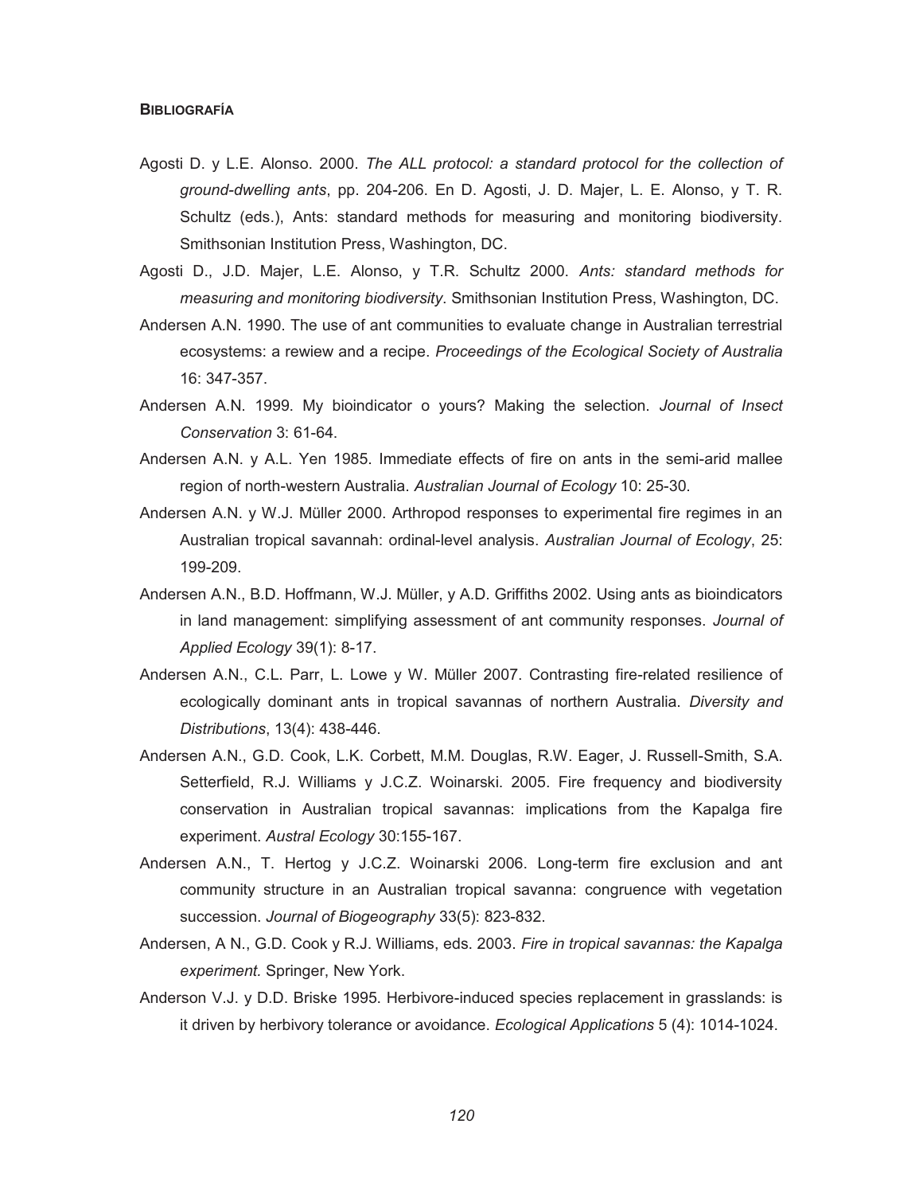**BIBLIOGRAFÍA**

Agosti D. y L.E. Alonso. 2000. *The ALL protocol: a standard protocol for the collection of ground-dwelling ants*, pp. 204-206. En D. Agosti, J. D. Majer, L. E. Alonso, y T. R. Schultz (eds.), Ants: standard methods for measuring and monitoring biodiversity. Smithsonian Institution Press, Washington, DC.

Agosti D., J.D. Majer, L.E. Alonso, y T.R. Schultz 2000. *Ants: standard methods for measuring and monitoring biodiversity*. Smithsonian Institution Press, Washington, DC.

Andersen A.N. 1990. The use of ant communities to evaluate change in Australian terrestrial ecosystems: a rewiew and a recipe. *Proceedings of the Ecological Society of Australia* 16: 347-357.

Andersen A.N. 1999. My bioindicator o yours? Making the selection. *Journal of Insect Conservation* 3: 61-64.

Andersen A.N. y A.L. Yen 1985. Immediate effects of fire on ants in the semi-arid mallee region of north-western Australia. *Australian Journal of Ecology* 10: 25-30.

Andersen A.N. y W.J. Müller 2000. Arthropod responses to experimental fire regimes in an Australian tropical savannah: ordinal-level analysis. *Australian Journal of Ecology*, 25: 199-209.

Andersen A.N., B.D. Hoffmann, W.J. Müller, y A.D. Griffiths 2002. Using ants as bioindicators in land management: simplifying assessment of ant community responses. *Journal of Applied Ecology* 39(1): 8-17.

Andersen A.N., C.L. Parr, L. Lowe y W. Müller 2007. Contrasting fire-related resilience of ecologically dominant ants in tropical savannas of northern Australia. *Diversity and Distributions*, 13(4): 438-446.

Andersen A.N., G.D. Cook, L.K. Corbett, M.M. Douglas, R.W. Eager, J. Russell-Smith, S.A. Setterfield, R.J. Williams y J.C.Z. Woinarski. 2005. Fire frequency and biodiversity conservation in Australian tropical savannas: implications from the Kapalga fire experiment. *Austral Ecology* 30:155-167.

Andersen A.N., T. Hertog y J.C.Z. Woinarski 2006. Long-term fire exclusion and ant community structure in an Australian tropical savanna: congruence with vegetation succession. *Journal of Biogeography* 33(5): 823-832.

Andersen, A N., G.D. Cook y R.J. Williams, eds. 2003. *Fire in tropical savannas: the Kapalga experiment.* Springer, New York.

Anderson V.J. y D.D. Briske 1995. Herbivore-induced species replacement in grasslands: is it driven by herbivory tolerance or avoidance. *Ecological Applications* 5 (4): 1014-1024.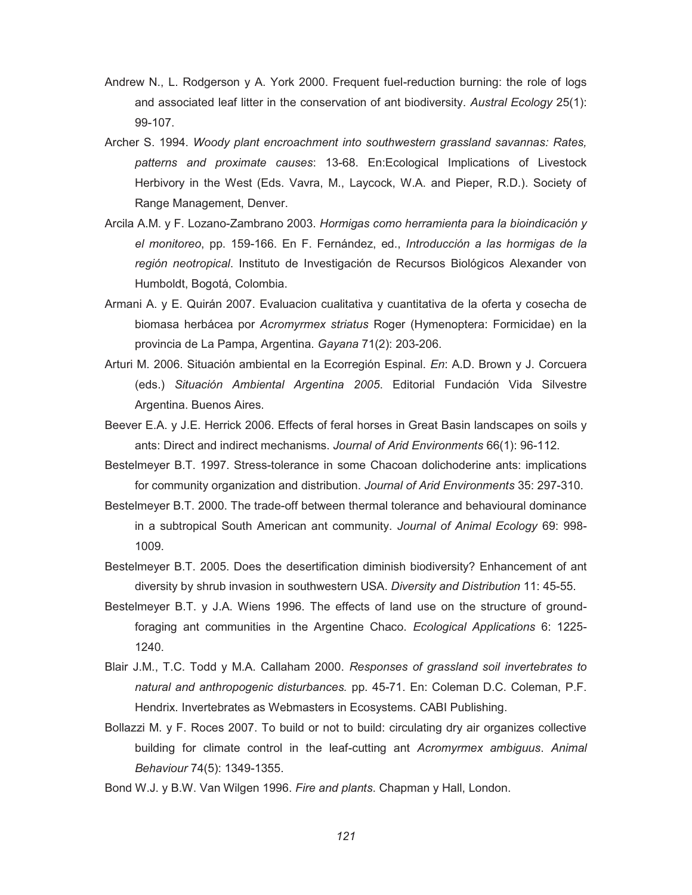Andrew N., L. Rodgerson y A. York 2000. Frequent fuel-reduction burning: the role of logs and associated leaf litter in the conservation of ant biodiversity. *Austral Ecology* 25(1): 99-107.

Archer S. 1994. *Woody plant encroachment into southwestern grassland savannas: Rates, patterns and proximate causes*: 13-68. En:Ecological Implications of Livestock Herbivory in the West (Eds. Vavra, M., Laycock, W.A. and Pieper, R.D.). Society of Range Management, Denver.

Arcila A.M. y F. Lozano-Zambrano 2003. *Hormigas como herramienta para la bioindicación y el monitoreo*, pp. 159-166. En F. Fernández, ed., *Introducción a las hormigas de la región neotropical*. Instituto de Investigación de Recursos Biológicos Alexander von Humboldt, Bogotá, Colombia.

Armani A. y E. Quirán 2007. Evaluacion cualitativa y cuantitativa de la oferta y cosecha de biomasa herbácea por *Acromyrmex striatus* Roger (Hymenoptera: Formicidae) en la provincia de La Pampa, Argentina. *Gayana* 71(2): 203-206.

Arturi M. 2006. Situación ambiental en la Ecorregión Espinal. *En*: A.D. Brown y J. Corcuera (eds.) *Situación Ambiental Argentina 2005*. Editorial Fundación Vida Silvestre Argentina. Buenos Aires.

Beever E.A. y J.E. Herrick 2006. Effects of feral horses in Great Basin landscapes on soils y ants: Direct and indirect mechanisms. *Journal of Arid Environments* 66(1): 96-112.

Bestelmeyer B.T. 1997. Stress-tolerance in some Chacoan dolichoderine ants: implications for community organization and distribution. *Journal of Arid Environments* 35: 297-310.

Bestelmeyer B.T. 2000. The trade-off between thermal tolerance and behavioural dominance in a subtropical South American ant community. *Journal of Animal Ecology* 69: 998-1009.

Bestelmeyer B.T. 2005. Does the desertification diminish biodiversity? Enhancement of ant diversity by shrub invasion in southwestern USA. *Diversity and Distribution* 11: 45-55.

Bestelmeyer B.T. y J.A. Wiens 1996. The effects of land use on the structure of ground-foraging ant communities in the Argentine Chaco. *Ecological Applications* 6: 1225-1240.

Blair J.M., T.C. Todd y M.A. Callaham 2000. *Responses of grassland soil invertebrates to natural and anthropogenic disturbances.* pp. 45-71. En: Coleman D.C. Coleman, P.F. Hendrix. Invertebrates as Webmasters in Ecosystems. CABI Publishing.

Bollazzi M. y F. Roces 2007. To build or not to build: circulating dry air organizes collective building for climate control in the leaf-cutting ant *Acromyrmex ambiguus*. *Animal Behaviour* 74(5): 1349-1355.

Bond W.J. y B.W. Van Wilgen 1996. *Fire and plants*. Chapman y Hall, London.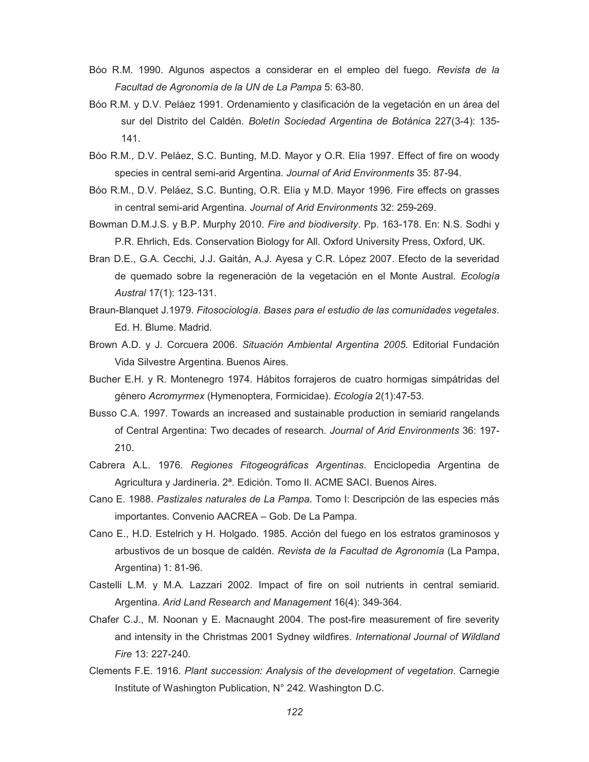Bóo R.M. 1990. Algunos aspectos a considerar en el empleo del fuego. *Revista de la Facultad de Agronomía de la UN de La Pampa* 5: 63-80.

Bóo R.M. y D.V. Peláez 1991. Ordenamiento y clasificación de la vegetación en un área del sur del Distrito del Caldén. *Boletín Sociedad Argentina de Botánica* 227(3-4): 135-141.

Bóo R.M., D.V. Peláez, S.C. Bunting, M.D. Mayor y O.R. Elía 1997. Effect of fire on woody species in central semi-arid Argentina. *Journal of Arid Environments* 35: 87-94.

Bóo R.M., D.V. Peláez, S.C. Bunting, O.R. Elía y M.D. Mayor 1996. Fire effects on grasses in central semi-arid Argentina. *Journal of Arid Environments* 32: 259-269.

Bowman D.M.J.S. y B.P. Murphy 2010. *Fire and biodiversity*. Pp. 163-178. En: N.S. Sodhi y P.R. Ehrlich, Eds. Conservation Biology for All. Oxford University Press, Oxford, UK.

Bran D.E., G.A. Cecchi, J.J. Gaitán, A.J. Ayesa y C.R. López 2007. Efecto de la severidad de quemado sobre la regeneración de la vegetación en el Monte Austral. *Ecología Austral* 17(1): 123-131.

Braun-Blanquet J.1979. *Fitosociología. Bases para el estudio de las comunidades vegetales*. Ed. H. Blume. Madrid.

Brown A.D. y J. Corcuera 2006. *Situación Ambiental Argentina 2005*. Editorial Fundación Vida Silvestre Argentina. Buenos Aires.

Bucher E.H. y R. Montenegro 1974. Hábitos forrajeros de cuatro hormigas simpátridas del género *Acromyrmex* (Hymenoptera, Formicidae). *Ecología* 2(1):47-53.

Busso C.A. 1997. Towards an increased and sustainable production in semiarid rangelands of Central Argentina: Two decades of research. *Journal of Arid Environments* 36: 197-210.

Cabrera A.L. 1976. *Regiones Fitogeográficas Argentinas*. Enciclopedia Argentina de Agricultura y Jardinería. 2ª. Edición. Tomo II. ACME SACI. Buenos Aires.

Cano E. 1988. *Pastizales naturales de La Pampa*. Tomo I: Descripción de las especies más importantes. Convenio AACREA – Gob. De La Pampa.

Cano E., H.D. Estelrich y H. Holgado. 1985. Acción del fuego en los estratos graminosos y arbustivos de un bosque de caldén. *Revista de la Facultad de Agronomía* (La Pampa, Argentina) 1: 81-96.

Castelli L.M. y M.A. Lazzari 2002. Impact of fire on soil nutrients in central semiarid. Argentina. *Arid Land Research and Management* 16(4): 349-364.

Chafer C.J., M. Noonan y E. Macnaught 2004. The post-fire measurement of fire severity and intensity in the Christmas 2001 Sydney wildfires. *International Journal of Wildland Fire* 13: 227-240.

Clements F.E. 1916. *Plant succession: Analysis of the development of vegetation*. Carnegie Institute of Washington Publication, N° 242. Washington D.C.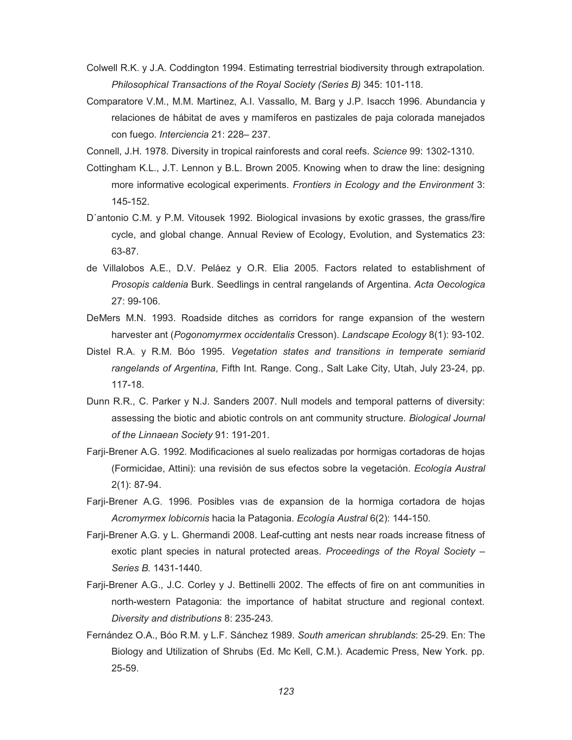Colwell R.K. y J.A. Coddington 1994. Estimating terrestrial biodiversity through extrapolation. *Philosophical Transactions of the Royal Society (Series B)* 345: 101-118.

Comparatore V.M., M.M. Martinez, A.I. Vassallo, M. Barg y J.P. Isacch 1996. Abundancia y relaciones de hábitat de aves y mamíferos en pastizales de paja colorada manejados con fuego. *Interciencia* 21: 228– 237.

Connell, J.H. 1978. Diversity in tropical rainforests and coral reefs. *Science* 99: 1302-1310.

Cottingham K.L., J.T. Lennon y B.L. Brown 2005. Knowing when to draw the line: designing more informative ecological experiments. *Frontiers in Ecology and the Environment* 3: 145-152.

D´antonio C.M. y P.M. Vitousek 1992. Biological invasions by exotic grasses, the grass/fire cycle, and global change. Annual Review of Ecology, Evolution, and Systematics 23: 63-87.

de Villalobos A.E., D.V. Peláez y O.R. Elia 2005. Factors related to establishment of *Prosopis caldenia* Burk. Seedlings in central rangelands of Argentina. *Acta Oecologica* 27: 99-106.

DeMers M.N. 1993. Roadside ditches as corridors for range expansion of the western harvester ant (*Pogonomyrmex occidentalis* Cresson). *Landscape Ecology* 8(1): 93-102.

Distel R.A. y R.M. Bóo 1995. *Vegetation states and transitions in temperate semiarid rangelands of Argentina*, Fifth Int. Range. Cong., Salt Lake City, Utah, July 23-24, pp. 117-18.

Dunn R.R., C. Parker y N.J. Sanders 2007. Null models and temporal patterns of diversity: assessing the biotic and abiotic controls on ant community structure. *Biological Journal of the Linnaean Society* 91: 191-201.

Farji-Brener A.G. 1992. Modificaciones al suelo realizadas por hormigas cortadoras de hojas (Formicidae, Attini): una revisión de sus efectos sobre la vegetación. *Ecología Austral* 2(1): 87-94.

Farji-Brener A.G. 1996. Posibles vıas de expansion de la hormiga cortadora de hojas *Acromyrmex lobicornis* hacia la Patagonia. *Ecología Austral* 6(2): 144-150.

Farji-Brener A.G. y L. Ghermandi 2008. Leaf-cutting ant nests near roads increase fitness of exotic plant species in natural protected areas. *Proceedings of the Royal Society – Series B.* 1431-1440.

Farji-Brener A.G., J.C. Corley y J. Bettinelli 2002. The effects of fire on ant communities in north-western Patagonia: the importance of habitat structure and regional context. *Diversity and distributions* 8: 235-243.

Fernández O.A., Bóo R.M. y L.F. Sánchez 1989. *South american shrublands*: 25-29. En: The Biology and Utilization of Shrubs (Ed. Mc Kell, C.M.). Academic Press, New York. pp. 25-59.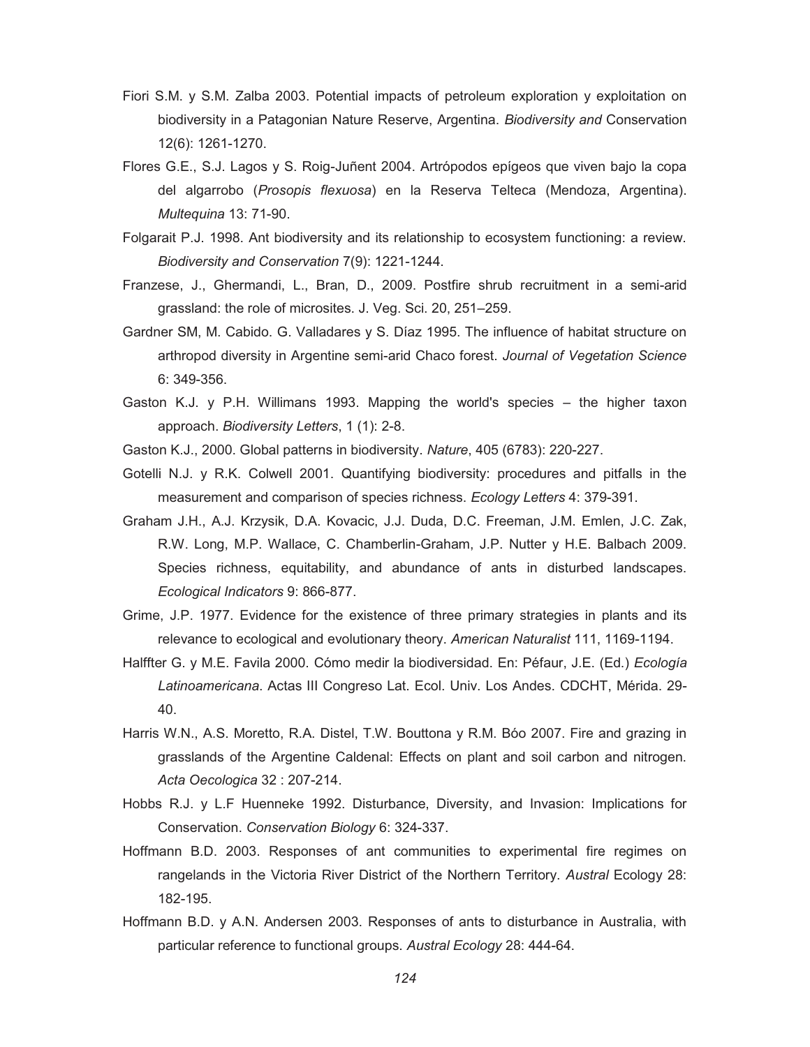Fiori S.M. y S.M. Zalba 2003. Potential impacts of petroleum exploration y exploitation on biodiversity in a Patagonian Nature Reserve, Argentina. *Biodiversity and* Conservation 12(6): 1261-1270.

Flores G.E., S.J. Lagos y S. Roig-Juñent 2004. Artrópodos epígeos que viven bajo la copa del algarrobo (*Prosopis flexuosa*) en la Reserva Telteca (Mendoza, Argentina). *Multequina* 13: 71-90.

Folgarait P.J. 1998. Ant biodiversity and its relationship to ecosystem functioning: a review. *Biodiversity and Conservation* 7(9): 1221-1244.

Franzese, J., Ghermandi, L., Bran, D., 2009. Postfire shrub recruitment in a semi-arid grassland: the role of microsites. J. Veg. Sci. 20, 251–259.

Gardner SM, M. Cabido. G. Valladares y S. Díaz 1995. The influence of habitat structure on arthropod diversity in Argentine semi-arid Chaco forest. *Journal of Vegetation Science* 6: 349-356.

Gaston K.J. y P.H. Willimans 1993. Mapping the world's species – the higher taxon approach. *Biodiversity Letters*, 1 (1): 2-8.

Gaston K.J., 2000. Global patterns in biodiversity. *Nature*, 405 (6783): 220-227.

Gotelli N.J. y R.K. Colwell 2001. Quantifying biodiversity: procedures and pitfalls in the measurement and comparison of species richness. *Ecology Letters* 4: 379-391.

Graham J.H., A.J. Krzysik, D.A. Kovacic, J.J. Duda, D.C. Freeman, J.M. Emlen, J.C. Zak, R.W. Long, M.P. Wallace, C. Chamberlin-Graham, J.P. Nutter y H.E. Balbach 2009. Species richness, equitability, and abundance of ants in disturbed landscapes. *Ecological Indicators* 9: 866-877.

Grime, J.P. 1977. Evidence for the existence of three primary strategies in plants and its relevance to ecological and evolutionary theory. *American Naturalist* 111, 1169-1194.

Halffter G. y M.E. Favila 2000. Cómo medir la biodiversidad. En: Péfaur, J.E. (Ed.) *Ecología Latinoamericana*. Actas III Congreso Lat. Ecol. Univ. Los Andes. CDCHT, Mérida. 29-40.

Harris W.N., A.S. Moretto, R.A. Distel, T.W. Bouttona y R.M. Bóo 2007. Fire and grazing in grasslands of the Argentine Caldenal: Effects on plant and soil carbon and nitrogen. *Acta Oecologica* 32 : 207-214.

Hobbs R.J. y L.F Huenneke 1992. Disturbance, Diversity, and Invasion: Implications for Conservation. *Conservation Biology* 6: 324-337.

Hoffmann B.D. 2003. Responses of ant communities to experimental fire regimes on rangelands in the Victoria River District of the Northern Territory. *Austral* Ecology 28: 182-195.

Hoffmann B.D. y A.N. Andersen 2003. Responses of ants to disturbance in Australia, with particular reference to functional groups. *Austral Ecology* 28: 444-64.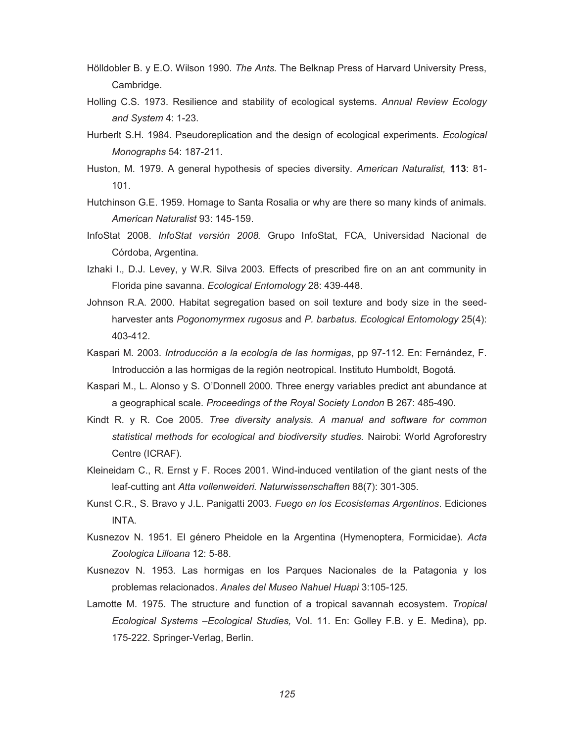Hölldobler B. y E.O. Wilson 1990. *The Ants.* The Belknap Press of Harvard University Press, Cambridge.

Holling C.S. 1973. Resilience and stability of ecological systems. *Annual Review Ecology and System* 4: 1-23.

Hurberlt S.H. 1984. Pseudoreplication and the design of ecological experiments. *Ecological Monographs* 54: 187-211.

Huston, M. 1979. A general hypothesis of species diversity. *American Naturalist,* **113**: 81-101.

Hutchinson G.E. 1959. Homage to Santa Rosalia or why are there so many kinds of animals. *American Naturalist* 93: 145-159.

InfoStat 2008. *InfoStat versión 2008.* Grupo InfoStat, FCA, Universidad Nacional de Córdoba, Argentina.

Izhaki I., D.J. Levey, y W.R. Silva 2003. Effects of prescribed fire on an ant community in Florida pine savanna. *Ecological Entomology* 28: 439-448.

Johnson R.A. 2000. Habitat segregation based on soil texture and body size in the seed-harvester ants *Pogonomyrmex rugosus* and *P. barbatus*. *Ecological Entomology* 25(4): 403-412.

Kaspari M. 2003. *Introducción a la ecología de las hormigas*, pp 97-112. En: Fernández, F. Introducción a las hormigas de la región neotropical. Instituto Humboldt, Bogotá.

Kaspari M., L. Alonso y S. O'Donnell 2000. Three energy variables predict ant abundance at a geographical scale. *Proceedings of the Royal Society London* B 267: 485-490.

Kindt R. y R. Coe 2005. *Tree diversity analysis. A manual and software for common statistical methods for ecological and biodiversity studies.* Nairobi: World Agroforestry Centre (ICRAF).

Kleineidam C., R. Ernst y F. Roces 2001. Wind-induced ventilation of the giant nests of the leaf-cutting ant *Atta vollenweideri. Naturwissenschaften* 88(7): 301-305.

Kunst C.R., S. Bravo y J.L. Panigatti 2003. *Fuego en los Ecosistemas Argentinos*. Ediciones INTA.

Kusnezov N. 1951. El género Pheidole en la Argentina (Hymenoptera, Formicidae). *Acta Zoologica Lilloana* 12: 5-88.

Kusnezov N. 1953. Las hormigas en los Parques Nacionales de la Patagonia y los problemas relacionados. *Anales del Museo Nahuel Huapi* 3:105-125.

Lamotte M. 1975. The structure and function of a tropical savannah ecosystem. *Tropical Ecological Systems –Ecological Studies,* Vol. 11. En: Golley F.B. y E. Medina), pp. 175-222. Springer-Verlag, Berlin.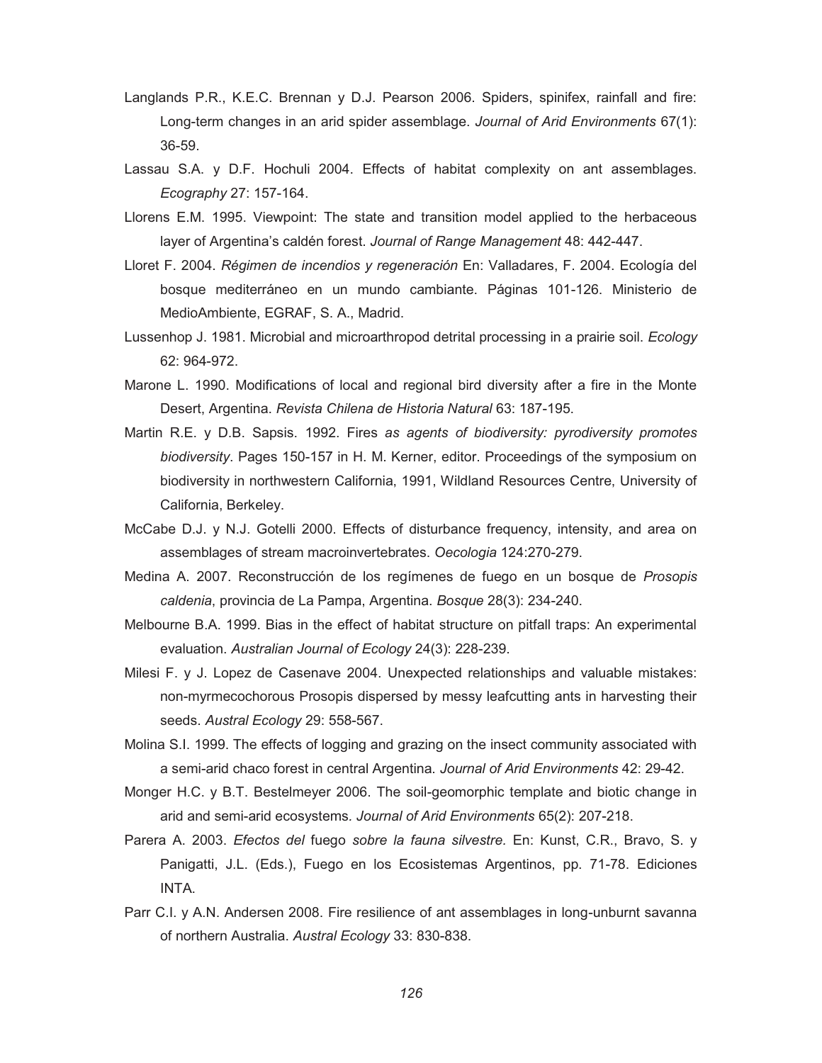Langlands P.R., K.E.C. Brennan y D.J. Pearson 2006. Spiders, spinifex, rainfall and fire: Long-term changes in an arid spider assemblage. *Journal of Arid Environments* 67(1): 36-59.

Lassau S.A. y D.F. Hochuli 2004. Effects of habitat complexity on ant assemblages. *Ecography* 27: 157-164.

Llorens E.M. 1995. Viewpoint: The state and transition model applied to the herbaceous layer of Argentina's caldén forest. *Journal of Range Management* 48: 442-447.

Lloret F. 2004. *Régimen de incendios y regeneración* En: Valladares, F. 2004. Ecología del bosque mediterráneo en un mundo cambiante. Páginas 101-126. Ministerio de MedioAmbiente, EGRAF, S. A., Madrid.

Lussenhop J. 1981. Microbial and microarthropod detrital processing in a prairie soil. *Ecology* 62: 964-972.

Marone L. 1990. Modifications of local and regional bird diversity after a fire in the Monte Desert, Argentina. *Revista Chilena de Historia Natural* 63: 187-195.

Martin R.E. y D.B. Sapsis. 1992. Fires *as agents of biodiversity: pyrodiversity promotes biodiversity*. Pages 150-157 in H. M. Kerner, editor. Proceedings of the symposium on biodiversity in northwestern California, 1991, Wildland Resources Centre, University of California, Berkeley.

McCabe D.J. y N.J. Gotelli 2000. Effects of disturbance frequency, intensity, and area on assemblages of stream macroinvertebrates. *Oecologia* 124:270-279.

Medina A. 2007. Reconstrucción de los regímenes de fuego en un bosque de *Prosopis caldenia*, provincia de La Pampa, Argentina. *Bosque* 28(3): 234-240.

Melbourne B.A. 1999. Bias in the effect of habitat structure on pitfall traps: An experimental evaluation. *Australian Journal of Ecology* 24(3): 228-239.

Milesi F. y J. Lopez de Casenave 2004. Unexpected relationships and valuable mistakes: non-myrmecochorous Prosopis dispersed by messy leafcutting ants in harvesting their seeds. *Austral Ecology* 29: 558-567.

Molina S.I. 1999. The effects of logging and grazing on the insect community associated with a semi-arid chaco forest in central Argentina. *Journal of Arid Environments* 42: 29-42.

Monger H.C. y B.T. Bestelmeyer 2006. The soil-geomorphic template and biotic change in arid and semi-arid ecosystems. *Journal of Arid Environments* 65(2): 207-218.

Parera A. 2003. *Efectos del* fuego *sobre la fauna silvestre.* En: Kunst, C.R., Bravo, S. y Panigatti, J.L. (Eds.), Fuego en los Ecosistemas Argentinos, pp. 71-78. Ediciones INTA.

Parr C.I. y A.N. Andersen 2008. Fire resilience of ant assemblages in long-unburnt savanna of northern Australia. *Austral Ecology* 33: 830-838.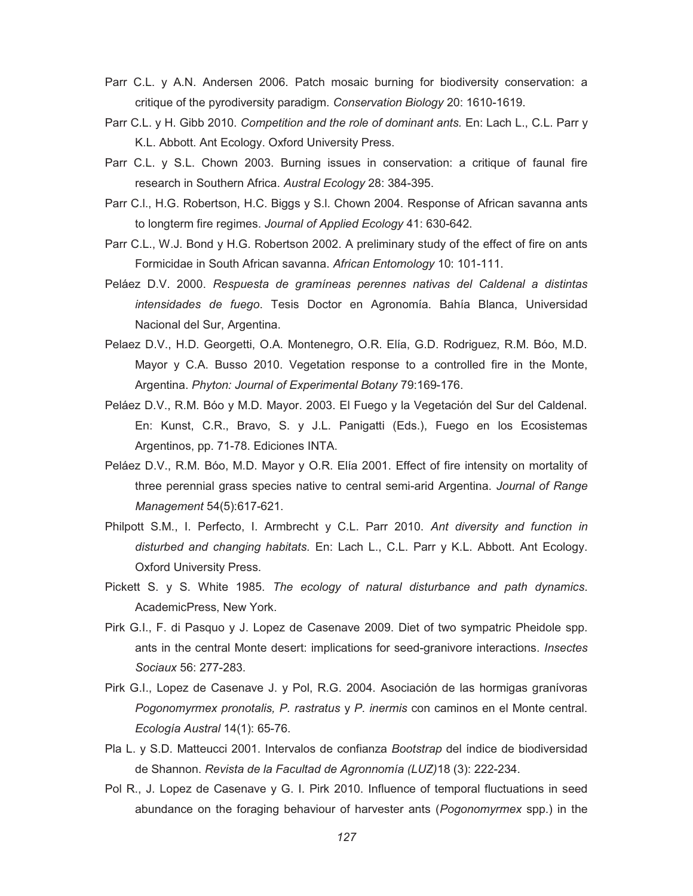Parr C.L. y A.N. Andersen 2006. Patch mosaic burning for biodiversity conservation: a critique of the pyrodiversity paradigm. *Conservation Biology* 20: 1610-1619.

Parr C.L. y H. Gibb 2010. *Competition and the role of dominant ants.* En: Lach L., C.L. Parr y K.L. Abbott. Ant Ecology. Oxford University Press.

Parr C.L. y S.L. Chown 2003. Burning issues in conservation: a critique of faunal fire research in Southern Africa. *Austral Ecology* 28: 384-395.

Parr C.l., H.G. Robertson, H.C. Biggs y S.l. Chown 2004. Response of African savanna ants to longterm fire regimes. *Journal of Applied Ecology* 41: 630-642.

Parr C.L., W.J. Bond y H.G. Robertson 2002. A preliminary study of the effect of fire on ants Formicidae in South African savanna. *African Entomology* 10: 101-111.

Peláez D.V. 2000. *Respuesta de gramíneas perennes nativas del Caldenal a distintas intensidades de fuego*. Tesis Doctor en Agronomía. Bahía Blanca, Universidad Nacional del Sur, Argentina.

Pelaez D.V., H.D. Georgetti, O.A. Montenegro, O.R. Elía, G.D. Rodriguez, R.M. Bóo, M.D. Mayor y C.A. Busso 2010. Vegetation response to a controlled fire in the Monte, Argentina. *Phyton: Journal of Experimental Botany* 79:169-176.

Peláez D.V., R.M. Bóo y M.D. Mayor. 2003. El Fuego y la Vegetación del Sur del Caldenal. En: Kunst, C.R., Bravo, S. y J.L. Panigatti (Eds.), Fuego en los Ecosistemas Argentinos, pp. 71-78. Ediciones INTA.

Peláez D.V., R.M. Bóo, M.D. Mayor y O.R. Elía 2001. Effect of fire intensity on mortality of three perennial grass species native to central semi-arid Argentina. *Journal of Range Management* 54(5):617-621.

Philpott S.M., I. Perfecto, I. Armbrecht y C.L. Parr 2010. *Ant diversity and function in disturbed and changing habitats.* En: Lach L., C.L. Parr y K.L. Abbott. Ant Ecology. Oxford University Press.

Pickett S. y S. White 1985. *The ecology of natural disturbance and path dynamics*. AcademicPress, New York.

Pirk G.I., F. di Pasquo y J. Lopez de Casenave 2009. Diet of two sympatric Pheidole spp. ants in the central Monte desert: implications for seed-granivore interactions. *Insectes Sociaux* 56: 277-283.

Pirk G.I., Lopez de Casenave J. y Pol, R.G. 2004. Asociación de las hormigas granívoras *Pogonomyrmex pronotalis, P. rastratus* y *P. inermis* con caminos en el Monte central. *Ecología Austral* 14(1): 65-76.

Pla L. y S.D. Matteucci 2001. Intervalos de confianza *Bootstrap* del índice de biodiversidad de Shannon. *Revista de la Facultad de Agronnomía (LUZ)*18 (3): 222-234.

Pol R., J. Lopez de Casenave y G. I. Pirk 2010. Influence of temporal fluctuations in seed abundance on the foraging behaviour of harvester ants (*Pogonomyrmex* spp.) in the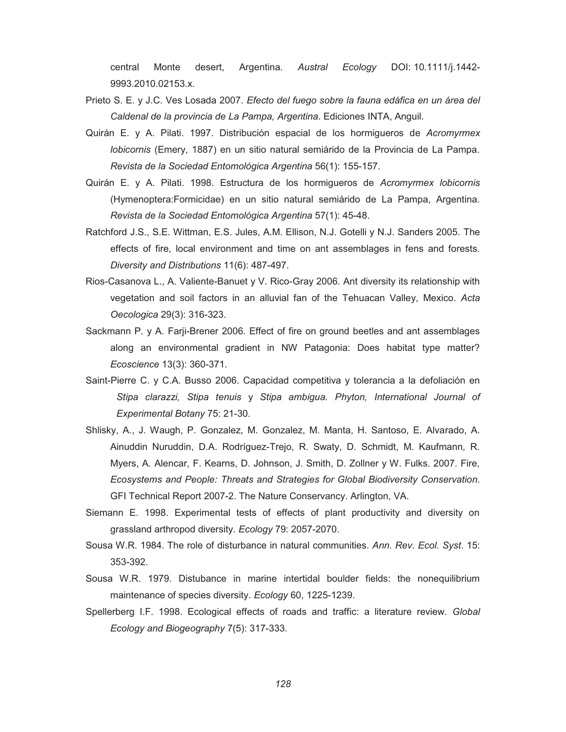central Monte desert, Argentina. *Austral Ecology* DOI: 10.1111/j.1442-9993.2010.02153.x.

Prieto S. E. y J.C. Ves Losada 2007. *Efecto del fuego sobre la fauna edáfica en un área del Caldenal de la provincia de La Pampa, Argentina*. Ediciones INTA, Anguil.

Quirán E. y A. Pilati. 1997. Distribución espacial de los hormigueros de *Acromyrmex lobicornis* (Emery, 1887) en un sitio natural semiárido de la Provincia de La Pampa. *Revista de la Sociedad Entomológica Argentina* 56(1): 155-157.

Quirán E. y A. Pilati. 1998. Estructura de los hormigueros de *Acromyrmex lobicornis* (Hymenoptera:Formicidae) en un sitio natural semiárido de La Pampa, Argentina. *Revista de la Sociedad Entomológica Argentina* 57(1): 45-48.

Ratchford J.S., S.E. Wittman, E.S. Jules, A.M. Ellison, N.J. Gotelli y N.J. Sanders 2005. The effects of fire, local environment and time on ant assemblages in fens and forests. *Diversity and Distributions* 11(6): 487-497.

Rios-Casanova L., A. Valiente-Banuet y V. Rico-Gray 2006. Ant diversity its relationship with vegetation and soil factors in an alluvial fan of the Tehuacan Valley, Mexico. *Acta Oecologica* 29(3): 316-323.

Sackmann P. y A. Farji-Brener 2006. Effect of fire on ground beetles and ant assemblages along an environmental gradient in NW Patagonia: Does habitat type matter? *Ecoscience* 13(3): 360-371.

Saint-Pierre C. y C.A. Busso 2006. Capacidad competitiva y tolerancia a la defoliación en *Stipa clarazzi, Stipa tenuis* y *Stipa ambigua. Phyton, International Journal of Experimental Botany* 75: 21-30.

Shlisky, A., J. Waugh, P. Gonzalez, M. Gonzalez, M. Manta, H. Santoso, E. Alvarado, A. Ainuddin Nuruddin, D.A. Rodríguez-Trejo, R. Swaty, D. Schmidt, M. Kaufmann, R. Myers, A. Alencar, F. Kearns, D. Johnson, J. Smith, D. Zollner y W. Fulks. 2007. Fire, *Ecosystems and People: Threats and Strategies for Global Biodiversity Conservation*. GFI Technical Report 2007-2. The Nature Conservancy. Arlington, VA.

Siemann E. 1998. Experimental tests of effects of plant productivity and diversity on grassland arthropod diversity. *Ecology* 79: 2057-2070.

Sousa W.R. 1984. The role of disturbance in natural communities. *Ann. Rev. Ecol. Syst*. 15: 353-392.

Sousa W.R. 1979. Distubance in marine intertidal boulder fields: the nonequilibrium maintenance of species diversity. *Ecology* 60, 1225-1239.

Spellerberg I.F. 1998. Ecological effects of roads and traffic: a literature review. *Global Ecology and Biogeography* 7(5): 317-333.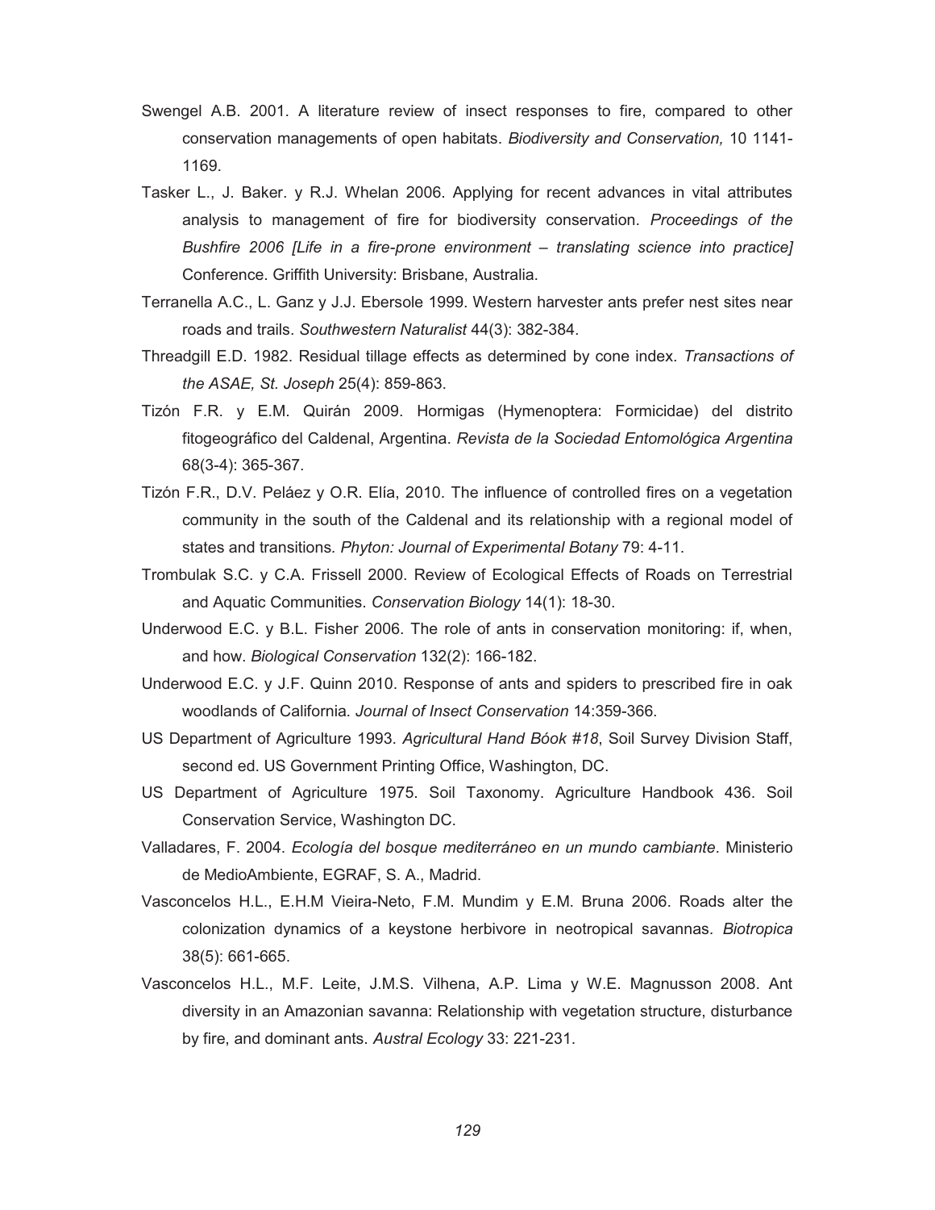Swengel A.B. 2001. A literature review of insect responses to fire, compared to other conservation managements of open habitats. *Biodiversity and Conservation,* 10 1141-1169.

Tasker L., J. Baker. y R.J. Whelan 2006. Applying for recent advances in vital attributes analysis to management of fire for biodiversity conservation. *Proceedings of the Bushfire 2006 [Life in a fire-prone environment – translating science into practice]* Conference. Griffith University: Brisbane, Australia.

Terranella A.C., L. Ganz y J.J. Ebersole 1999. Western harvester ants prefer nest sites near roads and trails. *Southwestern Naturalist* 44(3): 382-384.

Threadgill E.D. 1982. Residual tillage effects as determined by cone index. *Transactions of the ASAE, St. Joseph* 25(4): 859-863.

Tizón F.R. y E.M. Quirán 2009. Hormigas (Hymenoptera: Formicidae) del distrito fitogeográfico del Caldenal, Argentina. *Revista de la Sociedad Entomológica Argentina* 68(3-4): 365-367.

Tizón F.R., D.V. Peláez y O.R. Elía, 2010. The influence of controlled fires on a vegetation community in the south of the Caldenal and its relationship with a regional model of states and transitions*. Phyton: Journal of Experimental Botany* 79: 4-11.

Trombulak S.C. y C.A. Frissell 2000. Review of Ecological Effects of Roads on Terrestrial and Aquatic Communities. *Conservation Biology* 14(1): 18-30.

Underwood E.C. y B.L. Fisher 2006. The role of ants in conservation monitoring: if, when, and how. *Biological Conservation* 132(2): 166-182.

Underwood E.C. y J.F. Quinn 2010. Response of ants and spiders to prescribed fire in oak woodlands of California. *Journal of Insect Conservation* 14:359-366.

US Department of Agriculture 1993. *Agricultural Hand Bóok #18*, Soil Survey Division Staff, second ed. US Government Printing Office, Washington, DC.

US Department of Agriculture 1975. Soil Taxonomy. Agriculture Handbook 436. Soil Conservation Service, Washington DC.

Valladares, F. 2004. *Ecología del bosque mediterráneo en un mundo cambiante*. Ministerio de MedioAmbiente, EGRAF, S. A., Madrid.

Vasconcelos H.L., E.H.M Vieira-Neto, F.M. Mundim y E.M. Bruna 2006. Roads alter the colonization dynamics of a keystone herbivore in neotropical savannas*. Biotropica* 38(5): 661-665.

Vasconcelos H.L., M.F. Leite, J.M.S. Vilhena, A.P. Lima y W.E. Magnusson 2008. Ant diversity in an Amazonian savanna: Relationship with vegetation structure, disturbance by fire, and dominant ants. *Austral Ecology* 33: 221-231.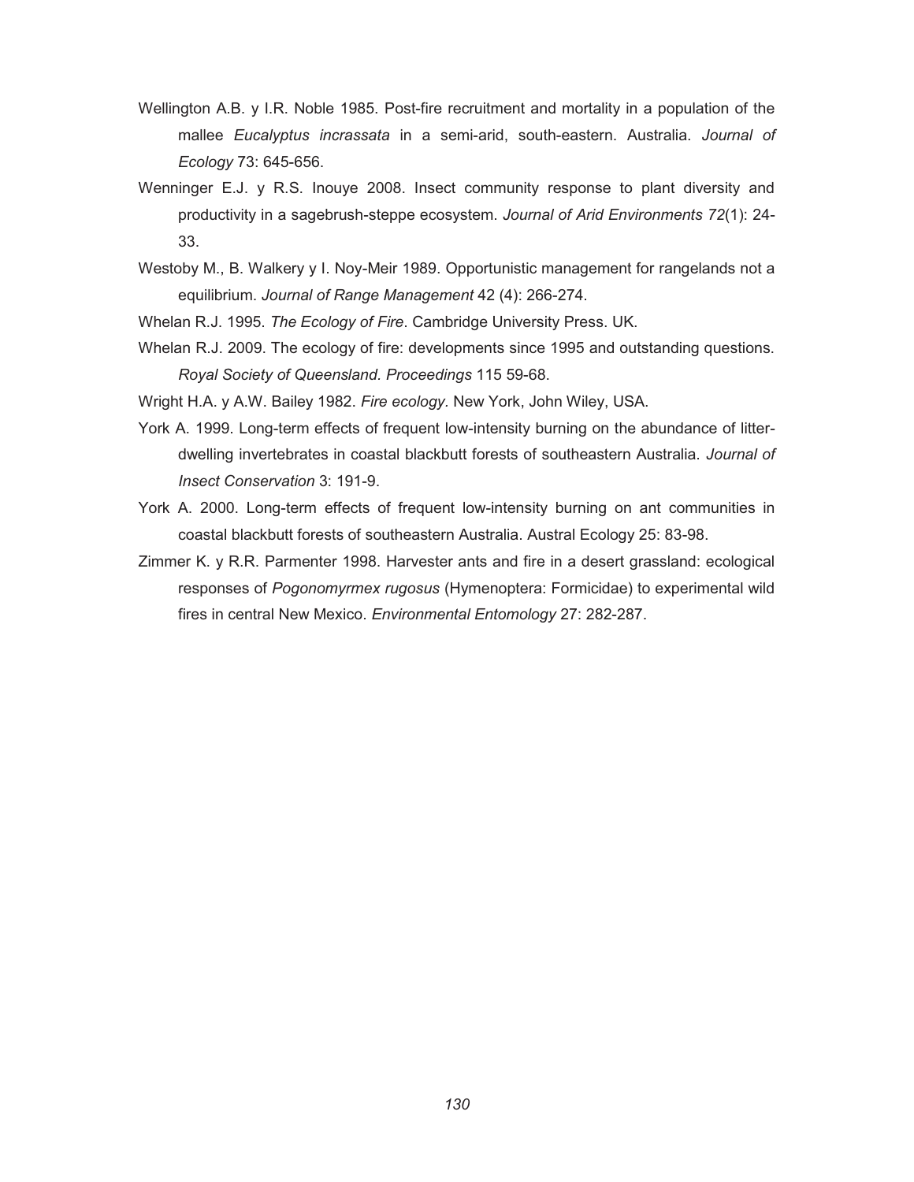Wellington A.B. y I.R. Noble 1985. Post-fire recruitment and mortality in a population of the mallee *Eucalyptus incrassata* in a semi-arid, south-eastern. Australia. *Journal of Ecology* 73: 645-656.

Wenninger E.J. y R.S. Inouye 2008. Insect community response to plant diversity and productivity in a sagebrush-steppe ecosystem. *Journal of Arid Environments 72*(1): 24-33.

Westoby M., B. Walkery y I. Noy-Meir 1989. Opportunistic management for rangelands not a equilibrium. *Journal of Range Management* 42 (4): 266-274.

Whelan R.J. 1995. *The Ecology of Fire*. Cambridge University Press. UK.

Whelan R.J. 2009. The ecology of fire: developments since 1995 and outstanding questions. *Royal Society of Queensland. Proceedings* 115 59-68.

Wright H.A. y A.W. Bailey 1982. *Fire ecology*. New York, John Wiley, USA.

York A. 1999. Long-term effects of frequent low-intensity burning on the abundance of litter-dwelling invertebrates in coastal blackbutt forests of southeastern Australia. *Journal of Insect Conservation* 3: 191-9.

York A. 2000. Long-term effects of frequent low-intensity burning on ant communities in coastal blackbutt forests of southeastern Australia. Austral Ecology 25: 83-98.

Zimmer K. y R.R. Parmenter 1998. Harvester ants and fire in a desert grassland: ecological responses of *Pogonomyrmex rugosus* (Hymenoptera: Formicidae) to experimental wild fires in central New Mexico. *Environmental Entomology* 27: 282-287.